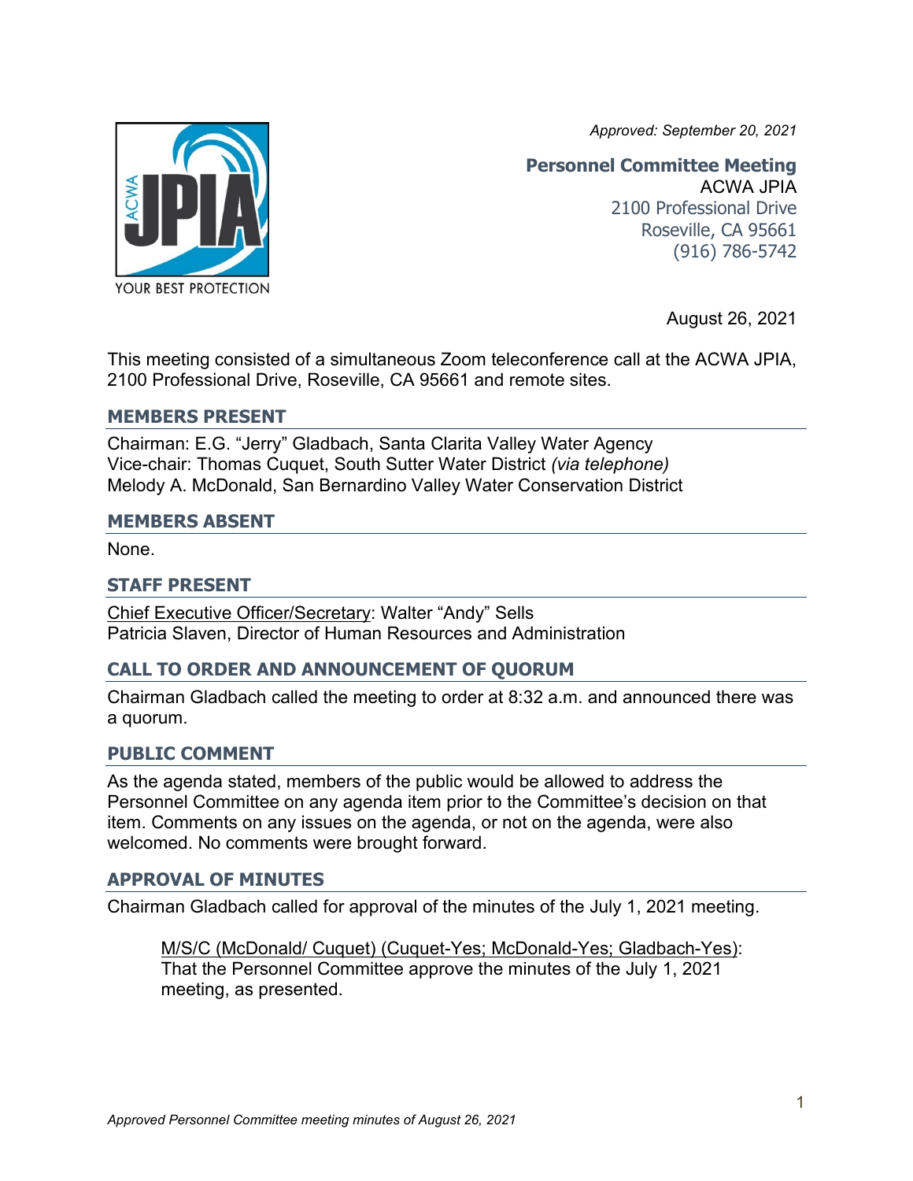*Approved: September 20, 2021*

**Personnel Committee Meeting**
ACWA JPIA
2100 Professional Drive
Roseville, CA 95661
(916) 786-5742

August 26, 2021

This meeting consisted of a simultaneous Zoom teleconference call at the ACWA JPIA, 2100 Professional Drive, Roseville, CA 95661 and remote sites.

## MEMBERS PRESENT

Chairman: E.G. "Jerry" Gladbach, Santa Clarita Valley Water Agency
Vice-chair: Thomas Cuquet, South Sutter Water District *(via telephone)*
Melody A. McDonald, San Bernardino Valley Water Conservation District

## MEMBERS ABSENT

None.

## STAFF PRESENT

Chief Executive Officer/Secretary: Walter "Andy" Sells
Patricia Slaven, Director of Human Resources and Administration

## CALL TO ORDER AND ANNOUNCEMENT OF QUORUM

Chairman Gladbach called the meeting to order at 8:32 a.m. and announced there was a quorum.

## PUBLIC COMMENT

As the agenda stated, members of the public would be allowed to address the Personnel Committee on any agenda item prior to the Committee's decision on that item. Comments on any issues on the agenda, or not on the agenda, were also welcomed. No comments were brought forward.

## APPROVAL OF MINUTES

Chairman Gladbach called for approval of the minutes of the July 1, 2021 meeting.

> M/S/C (McDonald/ Cuquet) (Cuquet-Yes; McDonald-Yes; Gladbach-Yes): That the Personnel Committee approve the minutes of the July 1, 2021 meeting, as presented.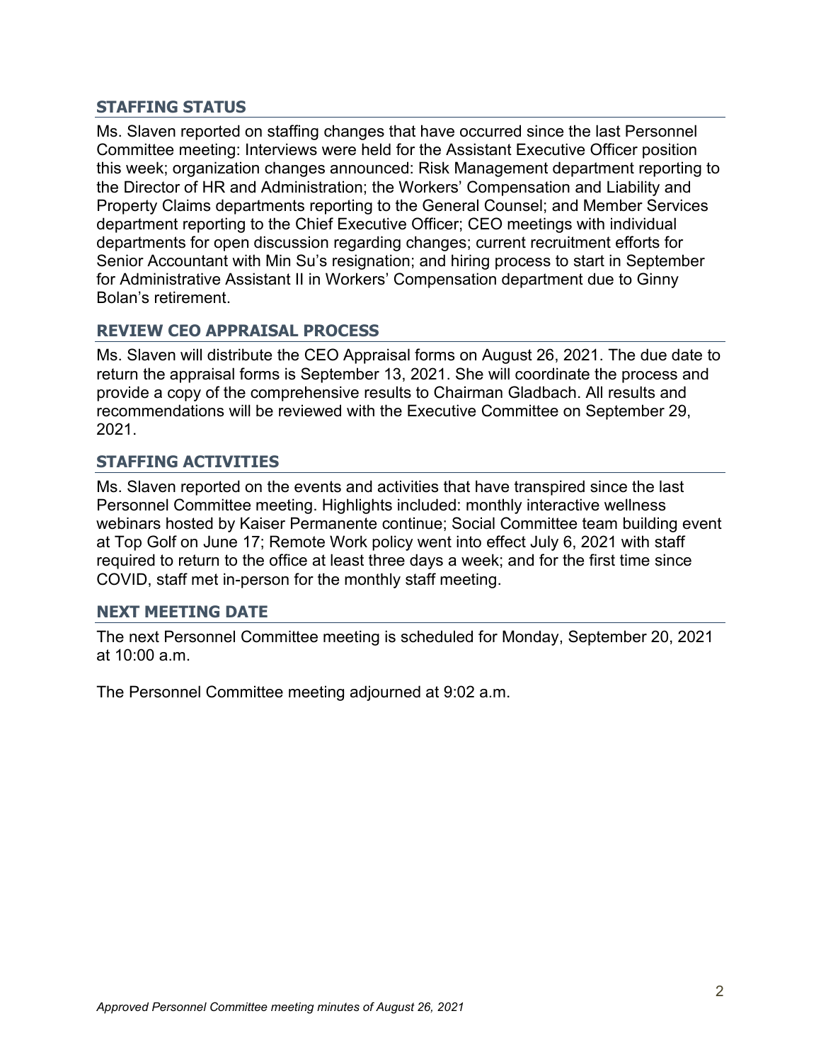## STAFFING STATUS

Ms. Slaven reported on staffing changes that have occurred since the last Personnel Committee meeting: Interviews were held for the Assistant Executive Officer position this week; organization changes announced: Risk Management department reporting to the Director of HR and Administration; the Workers' Compensation and Liability and Property Claims departments reporting to the General Counsel; and Member Services department reporting to the Chief Executive Officer; CEO meetings with individual departments for open discussion regarding changes; current recruitment efforts for Senior Accountant with Min Su's resignation; and hiring process to start in September for Administrative Assistant II in Workers' Compensation department due to Ginny Bolan's retirement.

## REVIEW CEO APPRAISAL PROCESS

Ms. Slaven will distribute the CEO Appraisal forms on August 26, 2021. The due date to return the appraisal forms is September 13, 2021. She will coordinate the process and provide a copy of the comprehensive results to Chairman Gladbach. All results and recommendations will be reviewed with the Executive Committee on September 29, 2021.

## STAFFING ACTIVITIES

Ms. Slaven reported on the events and activities that have transpired since the last Personnel Committee meeting. Highlights included: monthly interactive wellness webinars hosted by Kaiser Permanente continue; Social Committee team building event at Top Golf on June 17; Remote Work policy went into effect July 6, 2021 with staff required to return to the office at least three days a week; and for the first time since COVID, staff met in-person for the monthly staff meeting.

## NEXT MEETING DATE

The next Personnel Committee meeting is scheduled for Monday, September 20, 2021 at 10:00 a.m.

The Personnel Committee meeting adjourned at 9:02 a.m.